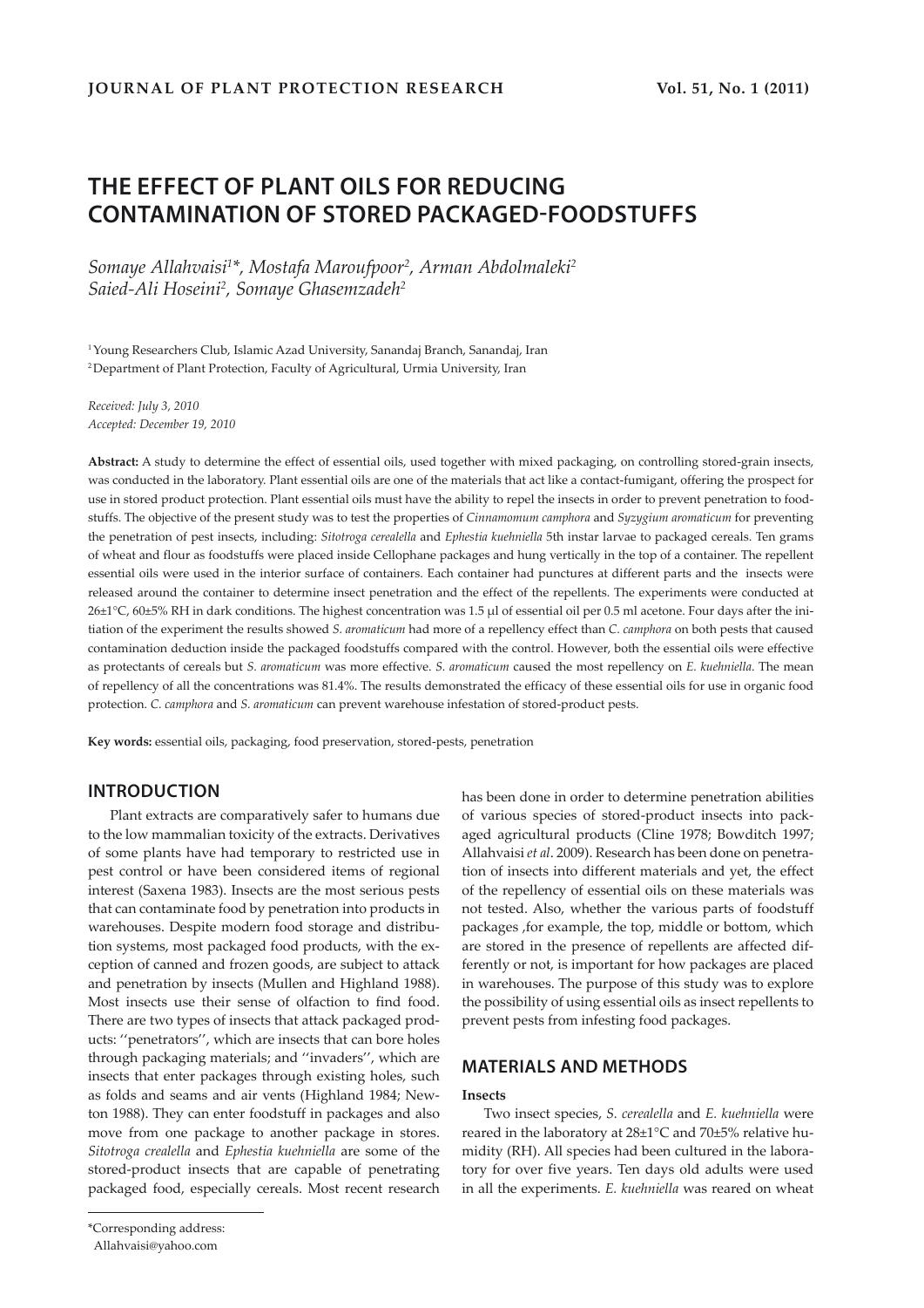# THE EFFECT OF PLANT OILS FOR REDUCING CONTAMINATION OF STORED PACKAGED-FOODSTUFFS

*Somaye Allahvaisi[1]\*, Mostafa Maroufpoor[2], Arman Abdolmaleki[2]*
*Saied-Ali Hoseini[2], Somaye Ghasemzadeh[2]*

[1] Young Researchers Club, Islamic Azad University, Sanandaj Branch, Sanandaj, Iran
[2] Department of Plant Protection, Faculty of Agricultural, Urmia University, Iran

*Received: July 3, 2010*
*Accepted: December 19, 2010*

**Abstract:** A study to determine the effect of essential oils, used together with mixed packaging, on controlling stored-grain insects, was conducted in the laboratory. Plant essential oils are one of the materials that act like a contact-fumigant, offering the prospect for use in stored product protection. Plant essential oils must have the ability to repel the insects in order to prevent penetration to foodstuffs. The objective of the present study was to test the properties of *Cinnamomum camphora* and *Syzygium aromaticum* for preventing the penetration of pest insects, including: *Sitotroga cerealella* and *Ephestia kuehniella* 5th instar larvae to packaged cereals. Ten grams of wheat and flour as foodstuffs were placed inside Cellophane packages and hung vertically in the top of a container. The repellent essential oils were used in the interior surface of containers. Each container had punctures at different parts and the insects were released around the container to determine insect penetration and the effect of the repellents. The experiments were conducted at 26±1°C, 60±5% RH in dark conditions. The highest concentration was 1.5 μl of essential oil per 0.5 ml acetone. Four days after the initiation of the experiment the results showed *S. aromaticum* had more of a repellency effect than *C. camphora* on both pests that caused contamination deduction inside the packaged foodstuffs compared with the control. However, both the essential oils were effective as protectants of cereals but *S. aromaticum* was more effective. *S. aromaticum* caused the most repellency on *E. kuehniella*. The mean of repellency of all the concentrations was 81.4%. The results demonstrated the efficacy of these essential oils for use in organic food protection. *C. camphora* and *S. aromaticum* can prevent warehouse infestation of stored-product pests.

**Key words:** essential oils, packaging, food preservation, stored-pests, penetration

## INTRODUCTION

Plant extracts are comparatively safer to humans due to the low mammalian toxicity of the extracts. Derivatives of some plants have had temporary to restricted use in pest control or have been considered items of regional interest (Saxena 1983). Insects are the most serious pests that can contaminate food by penetration into products in warehouses. Despite modern food storage and distribution systems, most packaged food products, with the exception of canned and frozen goods, are subject to attack and penetration by insects (Mullen and Highland 1988). Most insects use their sense of olfaction to find food. There are two types of insects that attack packaged products: ''penetrators'', which are insects that can bore holes through packaging materials; and ''invaders'', which are insects that enter packages through existing holes, such as folds and seams and air vents (Highland 1984; Newton 1988). They can enter foodstuff in packages and also move from one package to another package in stores. *Sitotroga crealella* and *Ephestia kuehniella* are some of the stored-product insects that are capable of penetrating packaged food, especially cereals. Most recent research has been done in order to determine penetration abilities of various species of stored-product insects into packaged agricultural products (Cline 1978; Bowditch 1997; Allahvaisi *et al*. 2009). Research has been done on penetration of insects into different materials and yet, the effect of the repellency of essential oils on these materials was not tested. Also, whether the various parts of foodstuff packages ,for example, the top, middle or bottom, which are stored in the presence of repellents are affected differently or not, is important for how packages are placed in warehouses. The purpose of this study was to explore the possibility of using essential oils as insect repellents to prevent pests from infesting food packages.

## MATERIALS AND METHODS

### Insects

Two insect species, *S. cerealella* and *E. kuehniella* were reared in the laboratory at 28±1°C and 70±5% relative humidity (RH). All species had been cultured in the laboratory for over five years. Ten days old adults were used in all the experiments. *E. kuehniella* was reared on wheat

\*Corresponding address:
Allahvaisi@yahoo.com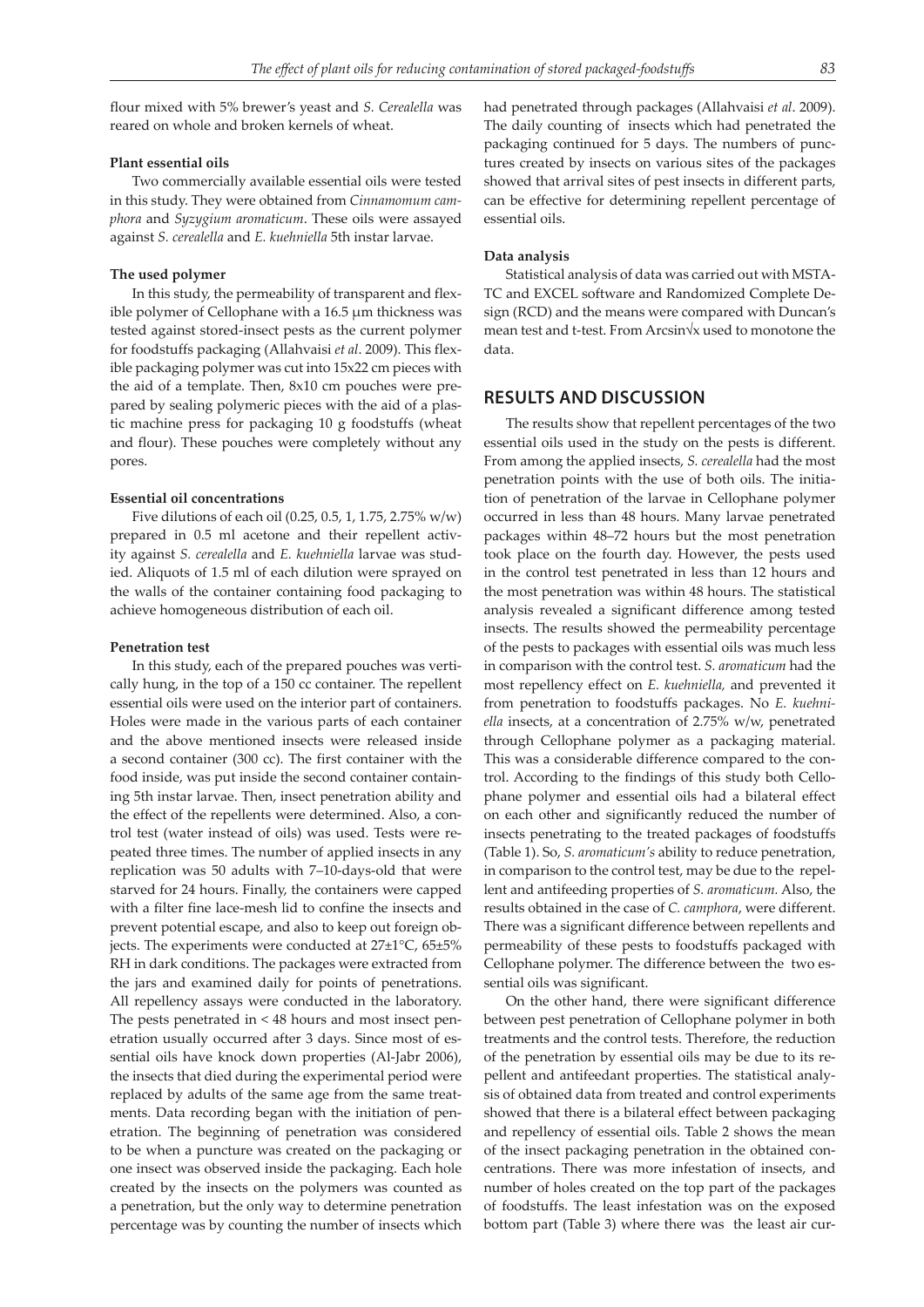flour mixed with 5% brewer's yeast and *S. Cerealella* was reared on whole and broken kernels of wheat.

**Plant essential oils**

Two commercially available essential oils were tested in this study. They were obtained from *Cinnamomum camphora* and *Syzygium aromaticum*. These oils were assayed against *S. cerealella* and *E. kuehniella* 5th instar larvae.

**The used polymer**

In this study, the permeability of transparent and flexible polymer of Cellophane with a 16.5 μm thickness was tested against stored-insect pests as the current polymer for foodstuffs packaging (Allahvaisi *et al*. 2009). This flexible packaging polymer was cut into 15x22 cm pieces with the aid of a template. Then, 8x10 cm pouches were prepared by sealing polymeric pieces with the aid of a plastic machine press for packaging 10 g foodstuffs (wheat and flour). These pouches were completely without any pores.

**Essential oil concentrations**

Five dilutions of each oil (0.25, 0.5, 1, 1.75, 2.75% w/w) prepared in 0.5 ml acetone and their repellent activity against *S. cerealella* and *E. kuehniella* larvae was studied. Aliquots of 1.5 ml of each dilution were sprayed on the walls of the container containing food packaging to achieve homogeneous distribution of each oil.

**Penetration test**

In this study, each of the prepared pouches was vertically hung, in the top of a 150 cc container. The repellent essential oils were used on the interior part of containers. Holes were made in the various parts of each container and the above mentioned insects were released inside a second container (300 cc). The first container with the food inside, was put inside the second container containing 5th instar larvae. Then, insect penetration ability and the effect of the repellents were determined. Also, a control test (water instead of oils) was used. Tests were repeated three times. The number of applied insects in any replication was 50 adults with 7–10-days-old that were starved for 24 hours. Finally, the containers were capped with a filter fine lace-mesh lid to confine the insects and prevent potential escape, and also to keep out foreign objects. The experiments were conducted at 27±1°C, 65±5% RH in dark conditions. The packages were extracted from the jars and examined daily for points of penetrations. All repellency assays were conducted in the laboratory. The pests penetrated in < 48 hours and most insect penetration usually occurred after 3 days. Since most of essential oils have knock down properties (Al-Jabr 2006), the insects that died during the experimental period were replaced by adults of the same age from the same treatments. Data recording began with the initiation of penetration. The beginning of penetration was considered to be when a puncture was created on the packaging or one insect was observed inside the packaging. Each hole created by the insects on the polymers was counted as a penetration, but the only way to determine penetration percentage was by counting the number of insects which had penetrated through packages (Allahvaisi *et al*. 2009). The daily counting of insects which had penetrated the packaging continued for 5 days. The numbers of punctures created by insects on various sites of the packages showed that arrival sites of pest insects in different parts, can be effective for determining repellent percentage of essential oils.

**Data analysis**

Statistical analysis of data was carried out with MSTA-TC and EXCEL software and Randomized Complete Design (RCD) and the means were compared with Duncan's mean test and t-test. From Arcsin√x used to monotone the data.

## RESULTS AND DISCUSSION

The results show that repellent percentages of the two essential oils used in the study on the pests is different. From among the applied insects, *S. cerealella* had the most penetration points with the use of both oils. The initiation of penetration of the larvae in Cellophane polymer occurred in less than 48 hours. Many larvae penetrated packages within 48–72 hours but the most penetration took place on the fourth day. However, the pests used in the control test penetrated in less than 12 hours and the most penetration was within 48 hours. The statistical analysis revealed a significant difference among tested insects. The results showed the permeability percentage of the pests to packages with essential oils was much less in comparison with the control test. *S. aromaticum* had the most repellency effect on *E. kuehniella,* and prevented it from penetration to foodstuffs packages. No *E. kuehniella* insects, at a concentration of 2.75% w/w, penetrated through Cellophane polymer as a packaging material. This was a considerable difference compared to the control. According to the findings of this study both Cellophane polymer and essential oils had a bilateral effect on each other and significantly reduced the number of insects penetrating to the treated packages of foodstuffs (Table 1). So, *S. aromaticum's* ability to reduce penetration, in comparison to the control test, may be due to the repellent and antifeeding properties of *S. aromaticum.* Also, the results obtained in the case of *C. camphora*, were different. There was a significant difference between repellents and permeability of these pests to foodstuffs packaged with Cellophane polymer. The difference between the two essential oils was significant.

On the other hand, there were significant difference between pest penetration of Cellophane polymer in both treatments and the control tests. Therefore, the reduction of the penetration by essential oils may be due to its repellent and antifeedant properties. The statistical analysis of obtained data from treated and control experiments showed that there is a bilateral effect between packaging and repellency of essential oils. Table 2 shows the mean of the insect packaging penetration in the obtained concentrations. There was more infestation of insects, and number of holes created on the top part of the packages of foodstuffs. The least infestation was on the exposed bottom part (Table 3) where there was the least air cur-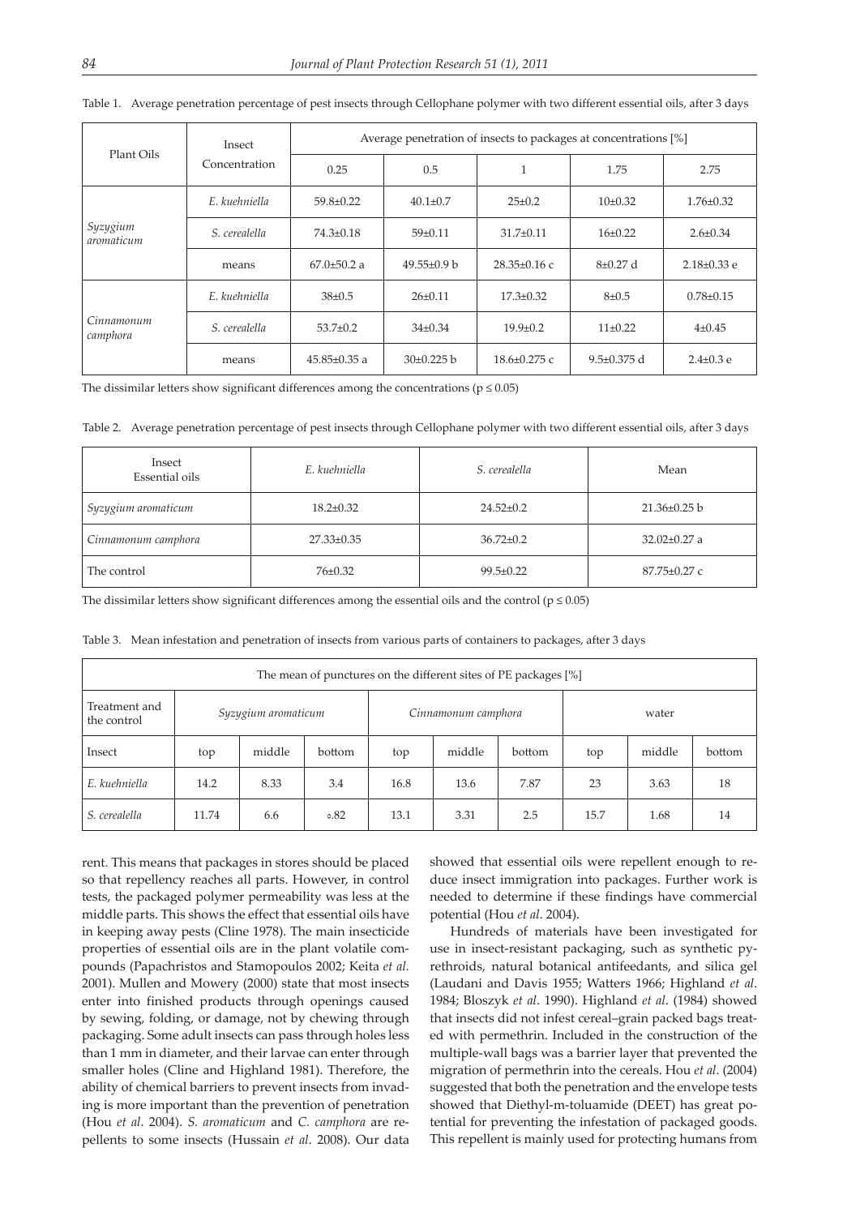Table 1. Average penetration percentage of pest insects through Cellophane polymer with two different essential oils, after 3 days

| Plant Oils | Insect Concentration | Average penetration of insects to packages at concentrations [%] | | | | |
|---|---|---|---|---|---|---|
| | | 0.25 | 0.5 | 1 | 1.75 | 2.75 |
| *Syzygium aromaticum* | *E. kuehniella* | 59.8±0.22 | 40.1±0.7 | 25±0.2 | 10±0.32 | 1.76±0.32 |
| | *S. cerealella* | 74.3±0.18 | 59±0.11 | 31.7±0.11 | 16±0.22 | 2.6±0.34 |
| | means | 67.0±50.2 a | 49.55±0.9 b | 28.35±0.16 c | 8±0.27 d | 2.18±0.33 e |
| *Cinnamonum camphora* | *E. kuehniella* | 38±0.5 | 26±0.11 | 17.3±0.32 | 8±0.5 | 0.78±0.15 |
| | *S. cerealella* | 53.7±0.2 | 34±0.34 | 19.9±0.2 | 11±0.22 | 4±0.45 |
| | means | 45.85±0.35 a | 30±0.225 b | 18.6±0.275 c | 9.5±0.375 d | 2.4±0.3 e |

The dissimilar letters show significant differences among the concentrations ($p \leq 0.05$)

Table 2. Average penetration percentage of pest insects through Cellophane polymer with two different essential oils, after 3 days

| Insect / Essential oils | *E. kuehniella* | *S. cerealella* | Mean |
|---|---|---|---|
| *Syzygium aromaticum* | 18.2±0.32 | 24.52±0.2 | 21.36±0.25 b |
| *Cinnamonum camphora* | 27.33±0.35 | 36.72±0.2 | 32.02±0.27 a |
| The control | 76±0.32 | 99.5±0.22 | 87.75±0.27 c |

The dissimilar letters show significant differences among the essential oils and the control ($p \leq 0.05$)

Table 3. Mean infestation and penetration of insects from various parts of containers to packages, after 3 days

| The mean of punctures on the different sites of PE packages [%] | | | | | | | | | |
|---|---|---|---|---|---|---|---|---|---|
| Treatment and the control | *Syzygium aromaticum* | | | *Cinnamonum camphora* | | | water | | |
| Insect | top | middle | bottom | top | middle | bottom | top | middle | bottom |
| *E. kuehniella* | 14.2 | 8.33 | 3.4 | 16.8 | 13.6 | 7.87 | 23 | 3.63 | 18 |
| *S. cerealella* | 11.74 | 6.6 | 0.82 | 13.1 | 3.31 | 2.5 | 15.7 | 1.68 | 14 |

rent. This means that packages in stores should be placed so that repellency reaches all parts. However, in control tests, the packaged polymer permeability was less at the middle parts. This shows the effect that essential oils have in keeping away pests (Cline 1978). The main insecticide properties of essential oils are in the plant volatile compounds (Papachristos and Stamopoulos 2002; Keita *et al.* 2001). Mullen and Mowery (2000) state that most insects enter into finished products through openings caused by sewing, folding, or damage, not by chewing through packaging. Some adult insects can pass through holes less than 1 mm in diameter, and their larvae can enter through smaller holes (Cline and Highland 1981). Therefore, the ability of chemical barriers to prevent insects from invading is more important than the prevention of penetration (Hou *et al*. 2004). *S. aromaticum* and *C. camphora* are repellents to some insects (Hussain *et al*. 2008). Our data showed that essential oils were repellent enough to reduce insect immigration into packages. Further work is needed to determine if these findings have commercial potential (Hou *et al*. 2004).

Hundreds of materials have been investigated for use in insect-resistant packaging, such as synthetic pyrethroids, natural botanical antifeedants, and silica gel (Laudani and Davis 1955; Watters 1966; Highland *et al*. 1984; Bloszyk *et al*. 1990). Highland *et al*. (1984) showed that insects did not infest cereal–grain packed bags treated with permethrin. Included in the construction of the multiple-wall bags was a barrier layer that prevented the migration of permethrin into the cereals. Hou *et al*. (2004) suggested that both the penetration and the envelope tests showed that Diethyl-m-toluamide (DEET) has great potential for preventing the infestation of packaged goods. This repellent is mainly used for protecting humans from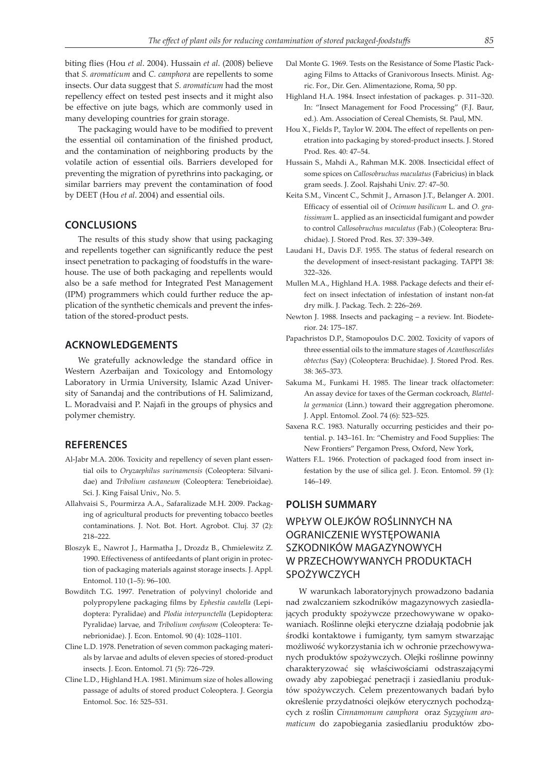biting flies (Hou *et al*. 2004). Hussain *et al*. (2008) believe that *S. aromaticum* and *C. camphora* are repellents to some insects. Our data suggest that *S. aromaticum* had the most repellency effect on tested pest insects and it might also be effective on jute bags, which are commonly used in many developing countries for grain storage.

The packaging would have to be modified to prevent the essential oil contamination of the finished product, and the contamination of neighboring products by the volatile action of essential oils. Barriers developed for preventing the migration of pyrethrins into packaging, or similar barriers may prevent the contamination of food by DEET (Hou *et al*. 2004) and essential oils.

## CONCLUSIONS

The results of this study show that using packaging and repellents together can significantly reduce the pest insect penetration to packaging of foodstuffs in the warehouse. The use of both packaging and repellents would also be a safe method for Integrated Pest Management (IPM) programmers which could further reduce the application of the synthetic chemicals and prevent the infestation of the stored-product pests.

## ACKNOWLEDGEMENTS

We gratefully acknowledge the standard office in Western Azerbaijan and Toxicology and Entomology Laboratory in Urmia University, Islamic Azad University of Sanandaj and the contributions of H. Salimizand, L. Moradvaisi and P. Najafi in the groups of physics and polymer chemistry.

## REFERENCES

Al-Jabr M.A. 2006. Toxicity and repellency of seven plant essential oils to *Oryzaephilus surinamensis* (Coleoptera: Silvanidae) and *Tribolium castaneum* (Coleoptera: Tenebrioidae). Sci. J. King Faisal Univ., No. 5.

Allahvaisi S., Pourmirza A.A., Safaralizade M.H. 2009. Packaging of agricultural products for preventing tobacco beetles contaminations. J. Not. Bot. Hort. Agrobot. Cluj. 37 (2): 218–222.

Bloszyk E., Nawrot J., Harmatha J., Drozdz B., Chmielewitz Z. 1990. Effectiveness of antifeedants of plant origin in protection of packaging materials against storage insects. J. Appl. Entomol. 110 (1–5): 96–100.

Bowditch T.G. 1997. Penetration of polyvinyl choloride and polypropylene packaging films by *Ephestia cautella* (Lepidoptera: Pyralidae) and *Plodia interpunctella* (Lepidoptera: Pyralidae) larvae, and *Tribolium confusom* (Coleoptera: Tenebrionidae). J. Econ. Entomol. 90 (4): 1028–1101.

Cline L.D. 1978. Penetration of seven common packaging materials by larvae and adults of eleven species of stored-product insects. J. Econ. Entomol. 71 (5): 726–729.

Cline L.D., Highland H.A. 1981. Minimum size of holes allowing passage of adults of stored product Coleoptera. J. Georgia Entomol. Soc. 16: 525–531.

Dal Monte G. 1969. Tests on the Resistance of Some Plastic Packaging Films to Attacks of Granivorous Insects. Minist. Agric. For., Dir. Gen. Alimentazione, Roma, 50 pp.

Highland H.A. 1984. Insect infestation of packages. p. 311–320. In: "Insect Management for Food Processing" (F.J. Baur, ed.). Am. Association of Cereal Chemists, St. Paul, MN.

Hou X., Fields P., Taylor W. 2004. The effect of repellents on penetration into packaging by stored-product insects. J. Stored Prod. Res. 40: 47–54.

Hussain S., Mahdi A., Rahman M.K. 2008. Insecticidal effect of some spices on *Callosobruchus maculatus* (Fabricius) in black gram seeds. J. Zool. Rajshahi Univ. 27: 47–50.

Keita S.M., Vincent C., Schmit J., Arnason J.T., Belanger A. 2001. Efficacy of essential oil of *Ocimum basilicum* L. and *O. gratissimum* L. applied as an insecticidal fumigant and powder to control *Callosobruchus maculatus* (Fab.) (Coleoptera: Bruchidae). J. Stored Prod. Res. 37: 339–349.

Laudani H., Davis D.F. 1955. The status of federal research on the development of insect-resistant packaging. TAPPI 38: 322–326.

Mullen M.A., Highland H.A. 1988. Package defects and their effect on insect infectation of infestation of instant non-fat dry milk. J. Packag. Tech. 2: 226–269.

Newton J. 1988. Insects and packaging – a review. Int. Biodeterior. 24: 175–187.

Papachristos D.P., Stamopoulos D.C. 2002. Toxicity of vapors of three essential oils to the immature stages of *Acanthoscelides obtectus* (Say) (Coleoptera: Bruchidae). J. Stored Prod. Res. 38: 365–373.

Sakuma M., Funkami H. 1985. The linear track olfactometer: An assay device for taxes of the German cockroach, *Blattella germanica* (Linn.) toward their aggregation pheromone. J. Appl. Entomol. Zool. 74 (6): 523–525.

Saxena R.C. 1983. Naturally occurring pesticides and their potential. p. 143–161. In: "Chemistry and Food Supplies: The New Frontiers" Pergamon Press, Oxford, New York,

Watters F.L. 1966. Protection of packaged food from insect infestation by the use of silica gel. J. Econ. Entomol. 59 (1): 146–149.

## POLISH SUMMARY

### WPŁYW OLEJKÓW ROŚLINNYCH NA OGRANICZENIE WYSTĘPOWANIA SZKODNIKÓW MAGAZYNOWYCH W PRZECHOWYWANYCH PRODUKTACH SPOŻYWCZYCH

W warunkach laboratoryjnych prowadzono badania nad zwalczaniem szkodników magazynowych zasiedlających produkty spożywcze przechowywane w opakowaniach. Roślinne olejki eteryczne działają podobnie jak środki kontaktowe i fumiganty, tym samym stwarzając możliwość wykorzystania ich w ochronie przechowywanych produktów spożywczych. Olejki roślinne powinny charakteryzować się właściwościami odstraszającymi owady aby zapobiegać penetracji i zasiedlaniu produktów spożywczych. Celem prezentowanych badań było określenie przydatności olejków eterycznych pochodzących z roślin *Cinnamonum camphora* oraz *Syzygium aromaticum* do zapobiegania zasiedlaniu produktów zbo-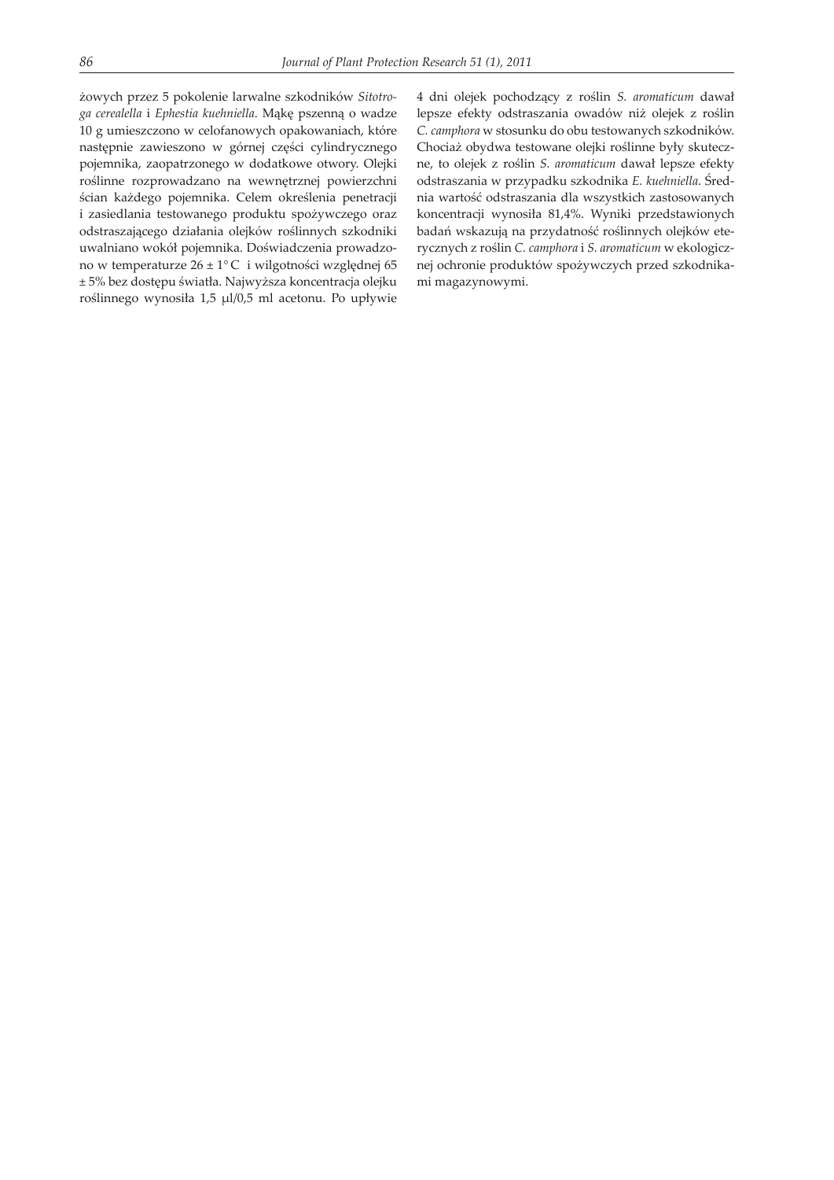żowych przez 5 pokolenie larwalne szkodników *Sitotroga cerealella* i *Ephestia kuehniella*. Mąkę pszenną o wadze 10 g umieszczono w celofanowych opakowaniach, które następnie zawieszono w górnej części cylindrycznego pojemnika, zaopatrzonego w dodatkowe otwory. Olejki roślinne rozprowadzano na wewnętrznej powierzchni ścian każdego pojemnika. Celem określenia penetracji i zasiedlania testowanego produktu spożywczego oraz odstraszającego działania olejków roślinnych szkodniki uwalniano wokół pojemnika. Doświadczenia prowadzono w temperaturze 26 ± 1°C i wilgotności względnej 65 ± 5% bez dostępu światła. Najwyższa koncentracja olejku roślinnego wynosiła 1,5 μl/0,5 ml acetonu. Po upływie 4 dni olejek pochodzący z roślin *S. aromaticum* dawał lepsze efekty odstraszania owadów niż olejek z roślin *C. camphora* w stosunku do obu testowanych szkodników. Chociaż obydwa testowane olejki roślinne były skuteczne, to olejek z roślin *S. aromaticum* dawał lepsze efekty odstraszania w przypadku szkodnika *E. kuehniella*. Średnia wartość odstraszania dla wszystkich zastosowanych koncentracji wynosiła 81,4%. Wyniki przedstawionych badań wskazują na przydatność roślinnych olejków eterycznych z roślin *C. camphora* i *S. aromaticum* w ekologicznej ochronie produktów spożywczych przed szkodnikami magazynowymi.